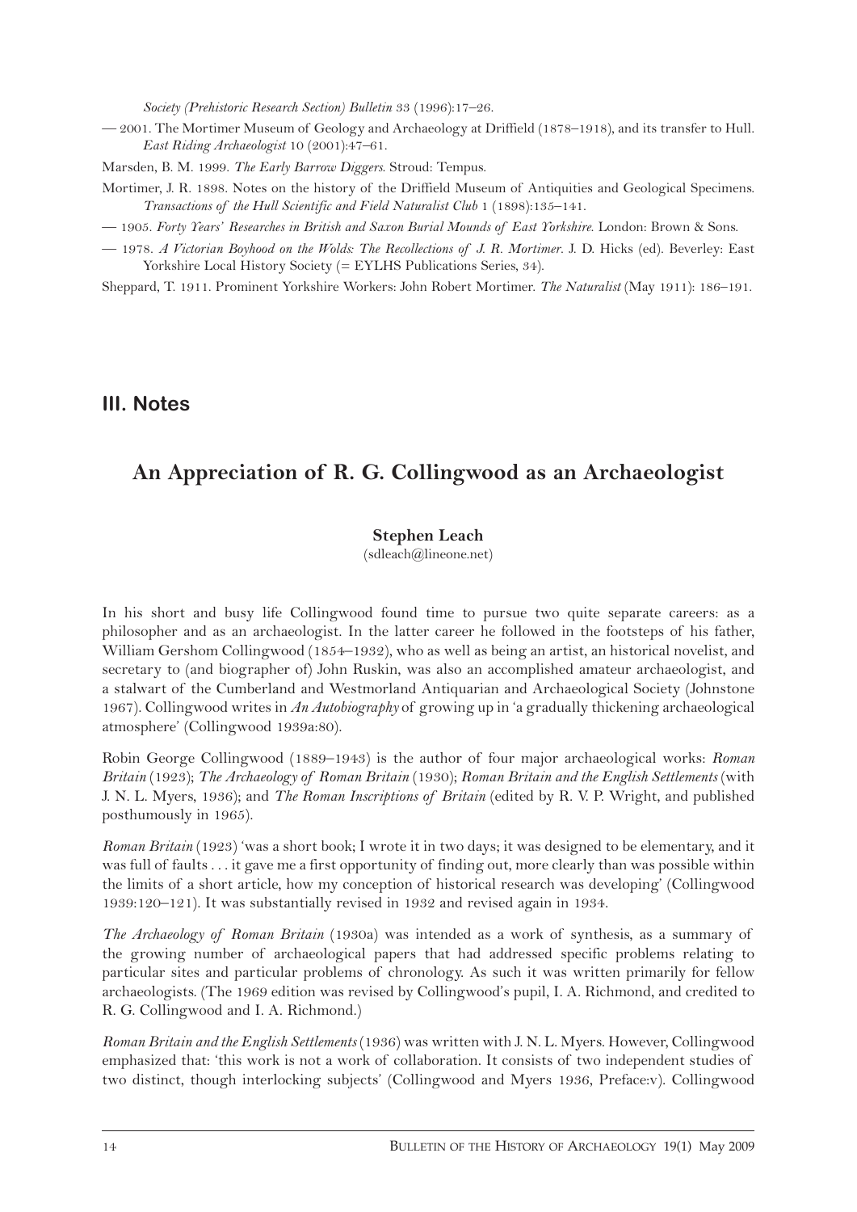*Society (Prehistoric Research Section) Bulletin* 33 (1996):17–26.

— 2001. The Mortimer Museum of Geology and Archaeology at Driffield (1878–1918), and its transfer to Hull. *East Riding Archaeologist* 10 (2001):47–61.

Marsden, B. M. 1999. *The Early Barrow Diggers*. Stroud: Tempus.

Mortimer, J. R. 1898. Notes on the history of the Driffield Museum of Antiquities and Geological Specimens. *Transactions of the Hull Scientific and Field Naturalist Club* 1 (1898):135–141.

— 1905. *Forty Years' Researches in British and Saxon Burial Mounds of East Yorkshire*. London: Brown & Sons.

— 1978. *A Victorian Boyhood on the Wolds: The Recollections of J. R. Mortimer*. J. D. Hicks (ed). Beverley: East Yorkshire Local History Society (= EYLHS Publications Series, 34).

Sheppard, T. 1911. Prominent Yorkshire Workers: John Robert Mortimer. *The Naturalist* (May 1911): 186–191.

## III. Notes

# An Appreciation of R. G. Collingwood as an Archaeologist

**Stephen Leach**

(sdleach@lineone.net)

In his short and busy life Collingwood found time to pursue two quite separate careers: as a philosopher and as an archaeologist. In the latter career he followed in the footsteps of his father, William Gershom Collingwood (1854–1932), who as well as being an artist, an historical novelist, and secretary to (and biographer of) John Ruskin, was also an accomplished amateur archaeologist, and a stalwart of the Cumberland and Westmorland Antiquarian and Archaeological Society (Johnstone 1967). Collingwood writes in *An Autobiography* of growing up in 'a gradually thickening archaeological atmosphere' (Collingwood 1939a:80).

Robin George Collingwood (1889–1943) is the author of four major archaeological works: *Roman Britain* (1923); *The Archaeology of Roman Britain* (1930); *Roman Britain and the English Settlements* (with J. N. L. Myers, 1936); and *The Roman Inscriptions of Britain* (edited by R. V. P. Wright, and published posthumously in 1965).

*Roman Britain* (1923) 'was a short book; I wrote it in two days; it was designed to be elementary, and it was full of faults . . . it gave me a first opportunity of finding out, more clearly than was possible within the limits of a short article, how my conception of historical research was developing' (Collingwood 1939:120–121). It was substantially revised in 1932 and revised again in 1934.

*The Archaeology of Roman Britain* (1930a) was intended as a work of synthesis, as a summary of the growing number of archaeological papers that had addressed specific problems relating to particular sites and particular problems of chronology. As such it was written primarily for fellow archaeologists. (The 1969 edition was revised by Collingwood's pupil, I. A. Richmond, and credited to R. G. Collingwood and I. A. Richmond.)

*Roman Britain and the English Settlements* (1936) was written with J. N. L. Myers. However, Collingwood emphasized that: 'this work is not a work of collaboration. It consists of two independent studies of two distinct, though interlocking subjects' (Collingwood and Myers 1936, Preface:v). Collingwood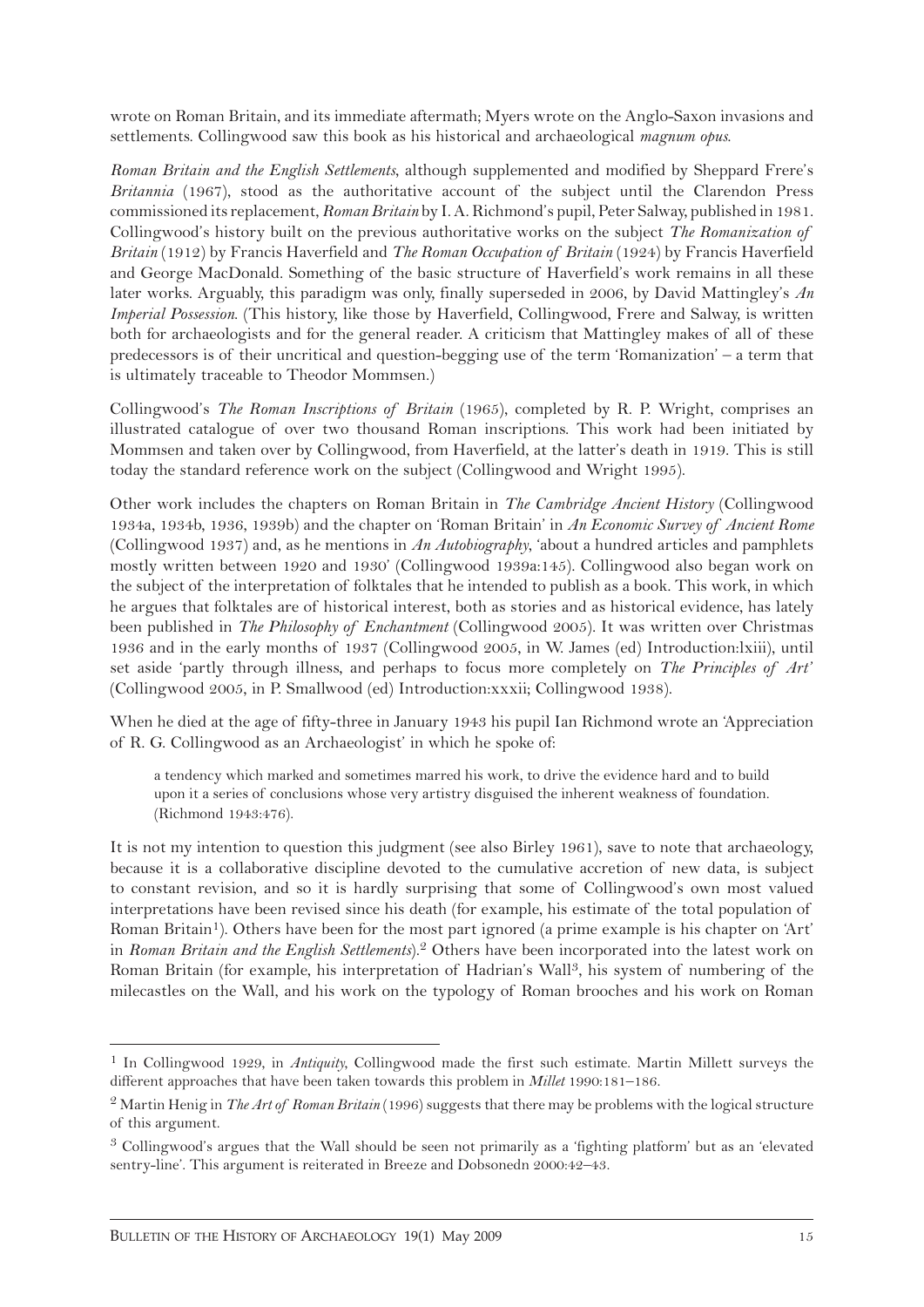wrote on Roman Britain, and its immediate aftermath; Myers wrote on the Anglo-Saxon invasions and settlements. Collingwood saw this book as his historical and archaeological *magnum opus*.

*Roman Britain and the English Settlements*, although supplemented and modified by Sheppard Frere's *Britannia* (1967), stood as the authoritative account of the subject until the Clarendon Press commissioned its replacement, *Roman Britain* by I. A. Richmond's pupil, Peter Salway, published in 1981. Collingwood's history built on the previous authoritative works on the subject *The Romanization of Britain* (1912) by Francis Haverfield and *The Roman Occupation of Britain* (1924) by Francis Haverfield and George MacDonald. Something of the basic structure of Haverfield's work remains in all these later works. Arguably, this paradigm was only, finally superseded in 2006, by David Mattingley's *An Imperial Possession*. (This history, like those by Haverfield, Collingwood, Frere and Salway, is written both for archaeologists and for the general reader. A criticism that Mattingley makes of all of these predecessors is of their uncritical and question-begging use of the term 'Romanization' – a term that is ultimately traceable to Theodor Mommsen.)

Collingwood's *The Roman Inscriptions of Britain* (1965), completed by R. P. Wright, comprises an illustrated catalogue of over two thousand Roman inscriptions. This work had been initiated by Mommsen and taken over by Collingwood, from Haverfield, at the latter's death in 1919. This is still today the standard reference work on the subject (Collingwood and Wright 1995).

Other work includes the chapters on Roman Britain in *The Cambridge Ancient History* (Collingwood 1934a, 1934b, 1936, 1939b) and the chapter on 'Roman Britain' in *An Economic Survey of Ancient Rome* (Collingwood 1937) and, as he mentions in *An Autobiography*, 'about a hundred articles and pamphlets mostly written between 1920 and 1930' (Collingwood 1939a:145). Collingwood also began work on the subject of the interpretation of folktales that he intended to publish as a book. This work, in which he argues that folktales are of historical interest, both as stories and as historical evidence, has lately been published in *The Philosophy of Enchantment* (Collingwood 2005). It was written over Christmas 1936 and in the early months of 1937 (Collingwood 2005, in W. James (ed) Introduction:lxiii), until set aside 'partly through illness, and perhaps to focus more completely on *The Principles of Art*' (Collingwood 2005, in P. Smallwood (ed) Introduction:xxxii; Collingwood 1938).

When he died at the age of fifty-three in January 1943 his pupil Ian Richmond wrote an 'Appreciation of R. G. Collingwood as an Archaeologist' in which he spoke of:

> a tendency which marked and sometimes marred his work, to drive the evidence hard and to build upon it a series of conclusions whose very artistry disguised the inherent weakness of foundation. (Richmond 1943:476).

It is not my intention to question this judgment (see also Birley 1961), save to note that archaeology, because it is a collaborative discipline devoted to the cumulative accretion of new data, is subject to constant revision, and so it is hardly surprising that some of Collingwood's own most valued interpretations have been revised since his death (for example, his estimate of the total population of Roman Britain[1]). Others have been for the most part ignored (a prime example is his chapter on 'Art' in *Roman Britain and the English Settlements*).[2] Others have been incorporated into the latest work on Roman Britain (for example, his interpretation of Hadrian's Wall[3], his system of numbering of the milecastles on the Wall, and his work on the typology of Roman brooches and his work on Roman

---

[1] In Collingwood 1929, in *Antiquity*, Collingwood made the first such estimate. Martin Millett surveys the different approaches that have been taken towards this problem in *Millet* 1990:181–186.

[2] Martin Henig in *The Art of Roman Britain* (1996) suggests that there may be problems with the logical structure of this argument.

[3] Collingwood's argues that the Wall should be seen not primarily as a 'fighting platform' but as an 'elevated sentry-line'. This argument is reiterated in Breeze and Dobsonedn 2000:42–43.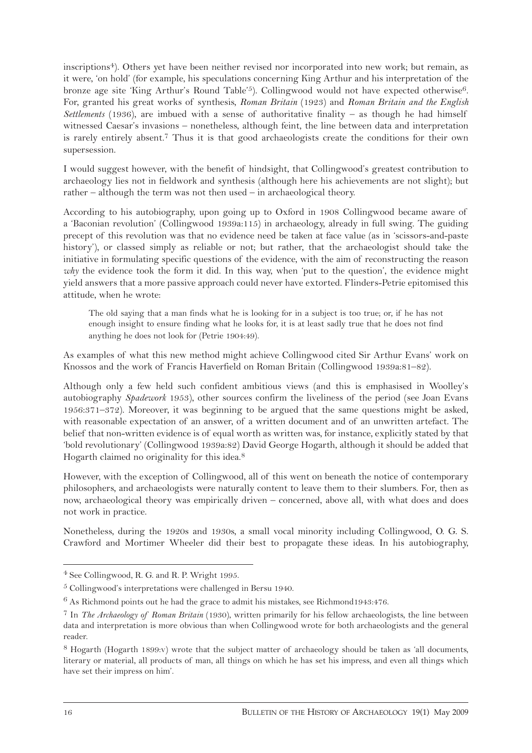inscriptions[4]). Others yet have been neither revised nor incorporated into new work; but remain, as it were, 'on hold' (for example, his speculations concerning King Arthur and his interpretation of the bronze age site 'King Arthur's Round Table'[5]). Collingwood would not have expected otherwise[6]. For, granted his great works of synthesis, *Roman Britain* (1923) and *Roman Britain and the English Settlements* (1936), are imbued with a sense of authoritative finality – as though he had himself witnessed Caesar's invasions – nonetheless, although feint, the line between data and interpretation is rarely entirely absent.[7] Thus it is that good archaeologists create the conditions for their own supersession.

I would suggest however, with the benefit of hindsight, that Collingwood's greatest contribution to archaeology lies not in fieldwork and synthesis (although here his achievements are not slight); but rather – although the term was not then used – in archaeological theory.

According to his autobiography, upon going up to Oxford in 1908 Collingwood became aware of a 'Baconian revolution' (Collingwood 1939a:115) in archaeology, already in full swing. The guiding precept of this revolution was that no evidence need be taken at face value (as in 'scissors-and-paste history'), or classed simply as reliable or not; but rather, that the archaeologist should take the initiative in formulating specific questions of the evidence, with the aim of reconstructing the reason *why* the evidence took the form it did. In this way, when 'put to the question', the evidence might yield answers that a more passive approach could never have extorted. Flinders-Petrie epitomised this attitude, when he wrote:

> The old saying that a man finds what he is looking for in a subject is too true; or, if he has not enough insight to ensure finding what he looks for, it is at least sadly true that he does not find anything he does not look for (Petrie 1904:49).

As examples of what this new method might achieve Collingwood cited Sir Arthur Evans' work on Knossos and the work of Francis Haverfield on Roman Britain (Collingwood 1939a:81–82).

Although only a few held such confident ambitious views (and this is emphasised in Woolley's autobiography *Spadework* 1953), other sources confirm the liveliness of the period (see Joan Evans 1956:371–372). Moreover, it was beginning to be argued that the same questions might be asked, with reasonable expectation of an answer, of a written document and of an unwritten artefact. The belief that non-written evidence is of equal worth as written was, for instance, explicitly stated by that 'bold revolutionary' (Collingwood 1939a:82) David George Hogarth, although it should be added that Hogarth claimed no originality for this idea.[8]

However, with the exception of Collingwood, all of this went on beneath the notice of contemporary philosophers, and archaeologists were naturally content to leave them to their slumbers. For, then as now, archaeological theory was empirically driven – concerned, above all, with what does and does not work in practice.

Nonetheless, during the 1920s and 1930s, a small vocal minority including Collingwood, O. G. S. Crawford and Mortimer Wheeler did their best to propagate these ideas. In his autobiography,

---

[4] See Collingwood, R. G. and R. P. Wright 1995.

[5] Collingwood's interpretations were challenged in Bersu 1940.

[6] As Richmond points out he had the grace to admit his mistakes, see Richmond1943:476.

[7] In *The Archaeology of Roman Britain* (1930), written primarily for his fellow archaeologists, the line between data and interpretation is more obvious than when Collingwood wrote for both archaeologists and the general reader.

[8] Hogarth (Hogarth 1899:v) wrote that the subject matter of archaeology should be taken as 'all documents, literary or material, all products of man, all things on which he has set his impress, and even all things which have set their impress on him'.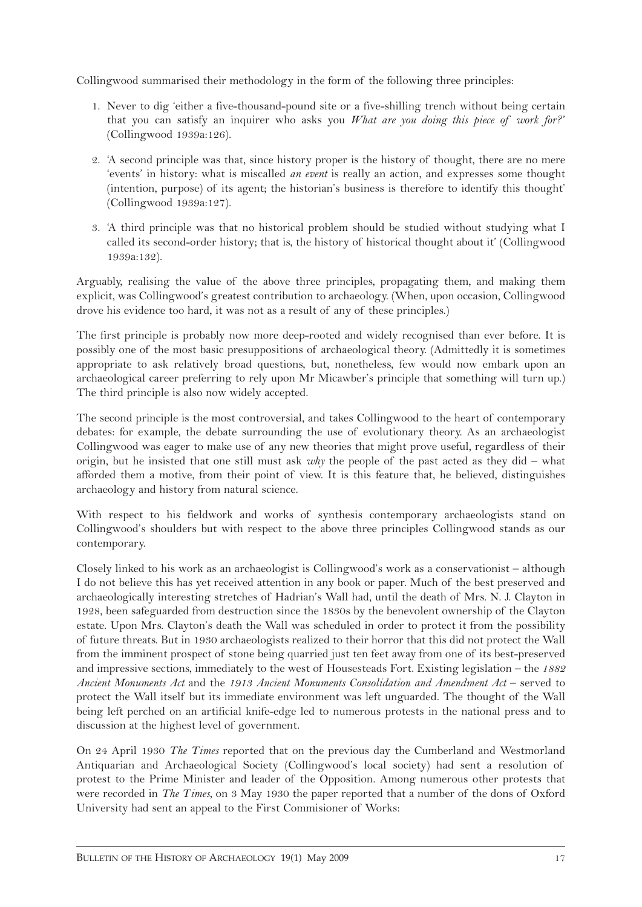Collingwood summarised their methodology in the form of the following three principles:

1. Never to dig 'either a five-thousand-pound site or a five-shilling trench without being certain that you can satisfy an inquirer who asks you *What are you doing this piece of work for?*' (Collingwood 1939a:126).

2. 'A second principle was that, since history proper is the history of thought, there are no mere 'events' in history: what is miscalled *an event* is really an action, and expresses some thought (intention, purpose) of its agent; the historian's business is therefore to identify this thought' (Collingwood 1939a:127).

3. 'A third principle was that no historical problem should be studied without studying what I called its second-order history; that is, the history of historical thought about it' (Collingwood 1939a:132).

Arguably, realising the value of the above three principles, propagating them, and making them explicit, was Collingwood's greatest contribution to archaeology. (When, upon occasion, Collingwood drove his evidence too hard, it was not as a result of any of these principles.)

The first principle is probably now more deep-rooted and widely recognised than ever before. It is possibly one of the most basic presuppositions of archaeological theory. (Admittedly it is sometimes appropriate to ask relatively broad questions, but, nonetheless, few would now embark upon an archaeological career preferring to rely upon Mr Micawber's principle that something will turn up.) The third principle is also now widely accepted.

The second principle is the most controversial, and takes Collingwood to the heart of contemporary debates: for example, the debate surrounding the use of evolutionary theory. As an archaeologist Collingwood was eager to make use of any new theories that might prove useful, regardless of their origin, but he insisted that one still must ask *why* the people of the past acted as they did – what afforded them a motive, from their point of view. It is this feature that, he believed, distinguishes archaeology and history from natural science.

With respect to his fieldwork and works of synthesis contemporary archaeologists stand on Collingwood's shoulders but with respect to the above three principles Collingwood stands as our contemporary.

Closely linked to his work as an archaeologist is Collingwood's work as a conservationist – although I do not believe this has yet received attention in any book or paper. Much of the best preserved and archaeologically interesting stretches of Hadrian's Wall had, until the death of Mrs. N. J. Clayton in 1928, been safeguarded from destruction since the 1830s by the benevolent ownership of the Clayton estate. Upon Mrs. Clayton's death the Wall was scheduled in order to protect it from the possibility of future threats. But in 1930 archaeologists realized to their horror that this did not protect the Wall from the imminent prospect of stone being quarried just ten feet away from one of its best-preserved and impressive sections, immediately to the west of Housesteads Fort. Existing legislation – the *1882 Ancient Monuments Act* and the *1913 Ancient Monuments Consolidation and Amendment Act* – served to protect the Wall itself but its immediate environment was left unguarded. The thought of the Wall being left perched on an artificial knife-edge led to numerous protests in the national press and to discussion at the highest level of government.

On 24 April 1930 *The Times* reported that on the previous day the Cumberland and Westmorland Antiquarian and Archaeological Society (Collingwood's local society) had sent a resolution of protest to the Prime Minister and leader of the Opposition. Among numerous other protests that were recorded in *The Times*, on 3 May 1930 the paper reported that a number of the dons of Oxford University had sent an appeal to the First Commisioner of Works: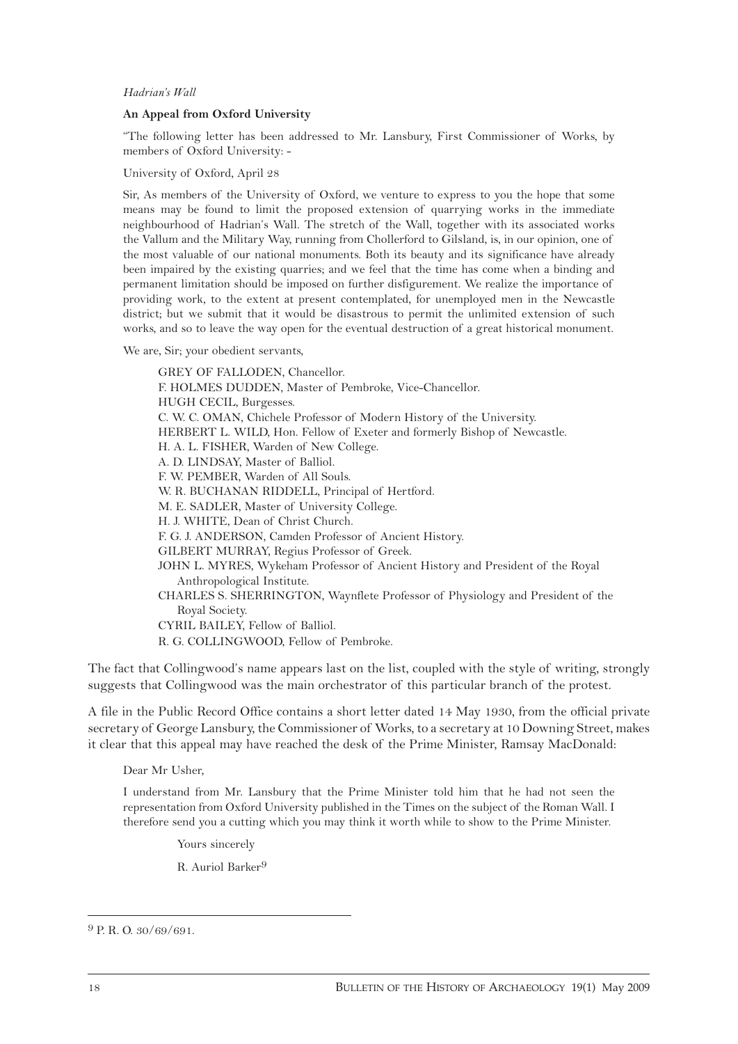*Hadrian's Wall*

**An Appeal from Oxford University**

"The following letter has been addressed to Mr. Lansbury, First Commissioner of Works, by members of Oxford University: -

University of Oxford, April 28

Sir, As members of the University of Oxford, we venture to express to you the hope that some means may be found to limit the proposed extension of quarrying works in the immediate neighbourhood of Hadrian's Wall. The stretch of the Wall, together with its associated works the Vallum and the Military Way, running from Chollerford to Gilsland, is, in our opinion, one of the most valuable of our national monuments. Both its beauty and its significance have already been impaired by the existing quarries; and we feel that the time has come when a binding and permanent limitation should be imposed on further disfigurement. We realize the importance of providing work, to the extent at present contemplated, for unemployed men in the Newcastle district; but we submit that it would be disastrous to permit the unlimited extension of such works, and so to leave the way open for the eventual destruction of a great historical monument.

We are, Sir; your obedient servants,

GREY OF FALLODEN, Chancellor.
F. HOLMES DUDDEN, Master of Pembroke, Vice-Chancellor.
HUGH CECIL, Burgesses.
C. W. C. OMAN, Chichele Professor of Modern History of the University.
HERBERT L. WILD, Hon. Fellow of Exeter and formerly Bishop of Newcastle.
H. A. L. FISHER, Warden of New College.
A. D. LINDSAY, Master of Balliol.
F. W. PEMBER, Warden of All Souls.
W. R. BUCHANAN RIDDELL, Principal of Hertford.
M. E. SADLER, Master of University College.
H. J. WHITE, Dean of Christ Church.
F. G. J. ANDERSON, Camden Professor of Ancient History.
GILBERT MURRAY, Regius Professor of Greek.
JOHN L. MYRES, Wykeham Professor of Ancient History and President of the Royal Anthropological Institute.
CHARLES S. SHERRINGTON, Waynflete Professor of Physiology and President of the Royal Society.
CYRIL BAILEY, Fellow of Balliol.
R. G. COLLINGWOOD, Fellow of Pembroke.

The fact that Collingwood's name appears last on the list, coupled with the style of writing, strongly suggests that Collingwood was the main orchestrator of this particular branch of the protest.

A file in the Public Record Office contains a short letter dated 14 May 1930, from the official private secretary of George Lansbury, the Commissioner of Works, to a secretary at 10 Downing Street, makes it clear that this appeal may have reached the desk of the Prime Minister, Ramsay MacDonald:

Dear Mr Usher,

I understand from Mr. Lansbury that the Prime Minister told him that he had not seen the representation from Oxford University published in the Times on the subject of the Roman Wall. I therefore send you a cutting which you may think it worth while to show to the Prime Minister.

Yours sincerely

R. Auriol Barker[9]

---

[9] P. R. O. 30/69/691.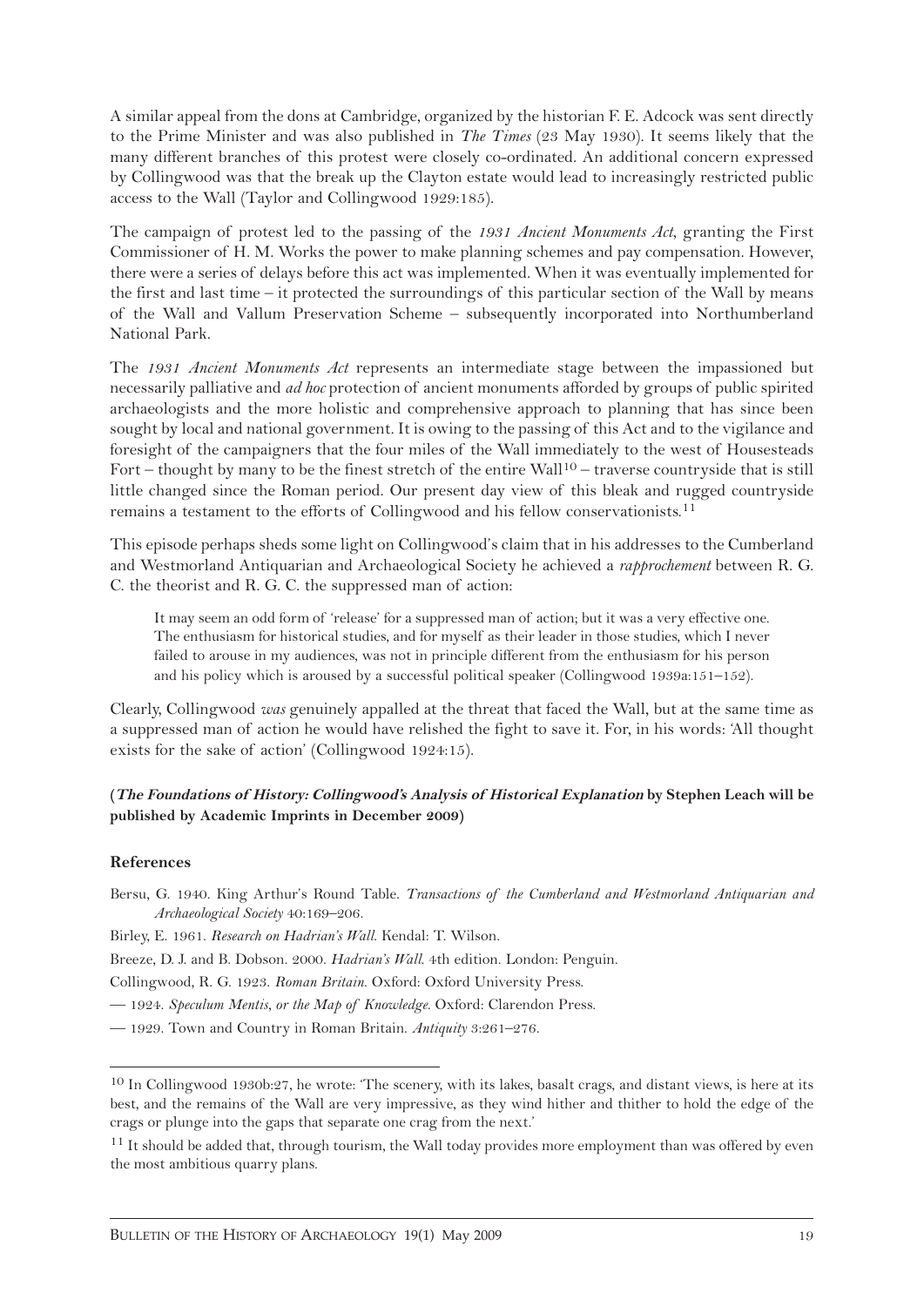A similar appeal from the dons at Cambridge, organized by the historian F. E. Adcock was sent directly to the Prime Minister and was also published in *The Times* (23 May 1930). It seems likely that the many different branches of this protest were closely co-ordinated. An additional concern expressed by Collingwood was that the break up the Clayton estate would lead to increasingly restricted public access to the Wall (Taylor and Collingwood 1929:185).

The campaign of protest led to the passing of the *1931 Ancient Monuments Act*, granting the First Commissioner of H. M. Works the power to make planning schemes and pay compensation. However, there were a series of delays before this act was implemented. When it was eventually implemented for the first and last time – it protected the surroundings of this particular section of the Wall by means of the Wall and Vallum Preservation Scheme – subsequently incorporated into Northumberland National Park.

The *1931 Ancient Monuments Act* represents an intermediate stage between the impassioned but necessarily palliative and *ad hoc* protection of ancient monuments afforded by groups of public spirited archaeologists and the more holistic and comprehensive approach to planning that has since been sought by local and national government. It is owing to the passing of this Act and to the vigilance and foresight of the campaigners that the four miles of the Wall immediately to the west of Housesteads Fort – thought by many to be the finest stretch of the entire Wall[10] – traverse countryside that is still little changed since the Roman period. Our present day view of this bleak and rugged countryside remains a testament to the efforts of Collingwood and his fellow conservationists.[11]

This episode perhaps sheds some light on Collingwood's claim that in his addresses to the Cumberland and Westmorland Antiquarian and Archaeological Society he achieved a *rapprochement* between R. G. C. the theorist and R. G. C. the suppressed man of action:

> It may seem an odd form of 'release' for a suppressed man of action; but it was a very effective one. The enthusiasm for historical studies, and for myself as their leader in those studies, which I never failed to arouse in my audiences, was not in principle different from the enthusiasm for his person and his policy which is aroused by a successful political speaker (Collingwood 1939a:151–152).

Clearly, Collingwood *was* genuinely appalled at the threat that faced the Wall, but at the same time as a suppressed man of action he would have relished the fight to save it. For, in his words: 'All thought exists for the sake of action' (Collingwood 1924:15).

**(*The Foundations of History: Collingwood's Analysis of Historical Explanation* by Stephen Leach will be published by Academic Imprints in December 2009)**

### References

Bersu, G. 1940. King Arthur's Round Table. *Transactions of the Cumberland and Westmorland Antiquarian and Archaeological Society* 40:169–206.

Birley, E. 1961. *Research on Hadrian's Wall*. Kendal: T. Wilson.

Breeze, D. J. and B. Dobson. 2000. *Hadrian's Wall*. 4th edition. London: Penguin.

Collingwood, R. G. 1923. *Roman Britain*. Oxford: Oxford University Press.

— 1924. *Speculum Mentis, or the Map of Knowledge*. Oxford: Clarendon Press.

— 1929. Town and Country in Roman Britain. *Antiquity* 3:261–276.

---

[10] In Collingwood 1930b:27, he wrote: 'The scenery, with its lakes, basalt crags, and distant views, is here at its best, and the remains of the Wall are very impressive, as they wind hither and thither to hold the edge of the crags or plunge into the gaps that separate one crag from the next.'

[11] It should be added that, through tourism, the Wall today provides more employment than was offered by even the most ambitious quarry plans.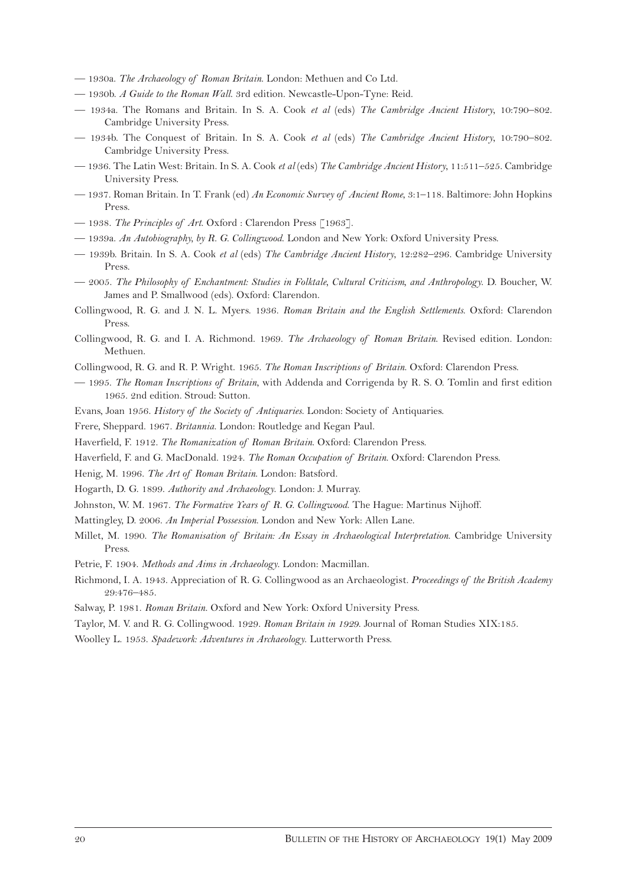— 1930a. *The Archaeology of Roman Britain*. London: Methuen and Co Ltd.

— 1930b. *A Guide to the Roman Wall*. 3rd edition. Newcastle-Upon-Tyne: Reid.

— 1934a. The Romans and Britain. In S. A. Cook *et al* (eds) *The Cambridge Ancient History*, 10:790–802. Cambridge University Press.

— 1934b. The Conquest of Britain. In S. A. Cook *et al* (eds) *The Cambridge Ancient History*, 10:790–802. Cambridge University Press.

— 1936. The Latin West: Britain. In S. A. Cook *et al* (eds) *The Cambridge Ancient History*, 11:511–525. Cambridge University Press.

— 1937. Roman Britain. In T. Frank (ed) *An Economic Survey of Ancient Rome*, 3:1–118. Baltimore: John Hopkins Press.

— 1938. *The Principles of Art*. Oxford : Clarendon Press [1963].

— 1939a. *An Autobiography, by R. G. Collingwood*. London and New York: Oxford University Press.

— 1939b. Britain. In S. A. Cook *et al* (eds) *The Cambridge Ancient History*, 12:282–296. Cambridge University Press.

— 2005. *The Philosophy of Enchantment: Studies in Folktale, Cultural Criticism, and Anthropology*. D. Boucher, W. James and P. Smallwood (eds). Oxford: Clarendon.

Collingwood, R. G. and J. N. L. Myers. 1936. *Roman Britain and the English Settlements*. Oxford: Clarendon Press.

Collingwood, R. G. and I. A. Richmond. 1969. *The Archaeology of Roman Britain*. Revised edition. London: Methuen.

Collingwood, R. G. and R. P. Wright. 1965. *The Roman Inscriptions of Britain*. Oxford: Clarendon Press.

— 1995. *The Roman Inscriptions of Britain*, with Addenda and Corrigenda by R. S. O. Tomlin and first edition 1965. 2nd edition. Stroud: Sutton.

Evans, Joan 1956. *History of the Society of Antiquaries*. London: Society of Antiquaries.

Frere, Sheppard. 1967. *Britannia*. London: Routledge and Kegan Paul.

Haverfield, F. 1912. *The Romanization of Roman Britain*. Oxford: Clarendon Press.

Haverfield, F. and G. MacDonald. 1924. *The Roman Occupation of Britain*. Oxford: Clarendon Press.

Henig, M. 1996. *The Art of Roman Britain*. London: Batsford.

Hogarth, D. G. 1899. *Authority and Archaeology*. London: J. Murray.

Johnston, W. M. 1967. *The Formative Years of R. G. Collingwood*. The Hague: Martinus Nijhoff.

Mattingley, D. 2006. *An Imperial Possession*. London and New York: Allen Lane.

Millet, M. 1990. *The Romanisation of Britain: An Essay in Archaeological Interpretation*. Cambridge University Press.

Petrie, F. 1904. *Methods and Aims in Archaeology*. London: Macmillan.

Richmond, I. A. 1943. Appreciation of R. G. Collingwood as an Archaeologist. *Proceedings of the British Academy* 29:476–485.

Salway, P. 1981. *Roman Britain*. Oxford and New York: Oxford University Press.

Taylor, M. V. and R. G. Collingwood. 1929. *Roman Britain in 1929*. Journal of Roman Studies XIX:185.

Woolley L. 1953. *Spadework: Adventures in Archaeology*. Lutterworth Press.